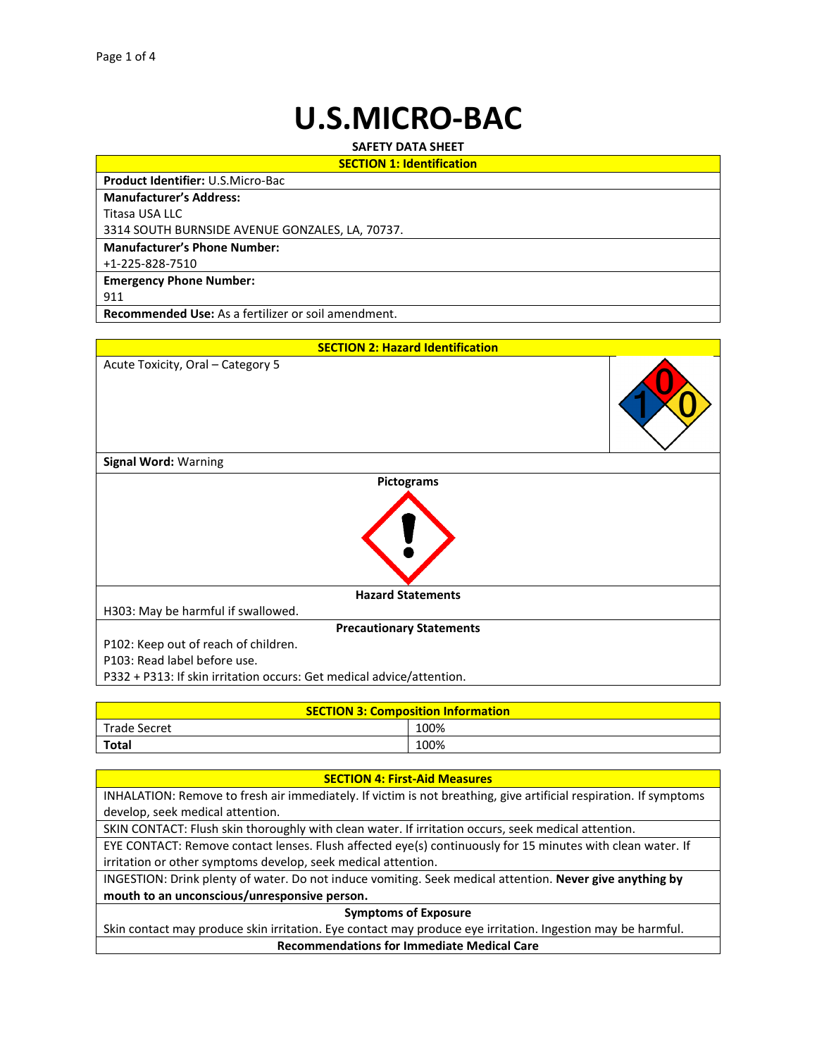# U.S.MICRO-BAC

**SAFETY DATA SHEET**

## SECTION 1: Identification

**Product Identifier:** U.S.Micro-Bac

**Manufacturer's Address:**
Titasa USA LLC
3314 SOUTH BURNSIDE AVENUE GONZALES, LA, 70737.

**Manufacturer's Phone Number:**
+1-225-828-7510

**Emergency Phone Number:**
911

**Recommended Use:** As a fertilizer or soil amendment.

## SECTION 2: Hazard Identification

Acute Toxicity, Oral – Category 5

0
1 0

**Signal Word:** Warning

**Pictograms**

**Hazard Statements**

H303: May be harmful if swallowed.

**Precautionary Statements**

P102: Keep out of reach of children.
P103: Read label before use.
P332 + P313: If skin irritation occurs: Get medical advice/attention.

## SECTION 3: Composition Information

| | |
|---|---|
| Trade Secret | 100% |
| **Total** | 100% |

## SECTION 4: First-Aid Measures

INHALATION: Remove to fresh air immediately. If victim is not breathing, give artificial respiration. If symptoms develop, seek medical attention.

SKIN CONTACT: Flush skin thoroughly with clean water. If irritation occurs, seek medical attention.

EYE CONTACT: Remove contact lenses. Flush affected eye(s) continuously for 15 minutes with clean water. If irritation or other symptoms develop, seek medical attention.

INGESTION: Drink plenty of water. Do not induce vomiting. Seek medical attention. **Never give anything by mouth to an unconscious/unresponsive person.**

**Symptoms of Exposure**

Skin contact may produce skin irritation. Eye contact may produce eye irritation. Ingestion may be harmful.

**Recommendations for Immediate Medical Care**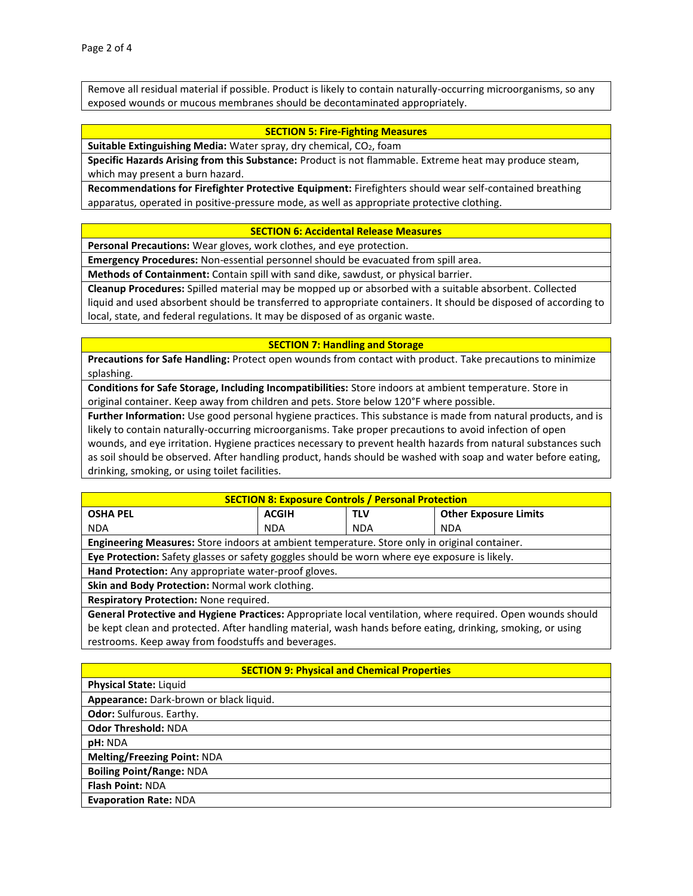Remove all residual material if possible. Product is likely to contain naturally-occurring microorganisms, so any exposed wounds or mucous membranes should be decontaminated appropriately.

## SECTION 5: Fire-Fighting Measures

**Suitable Extinguishing Media:** Water spray, dry chemical, $CO_2$, foam

**Specific Hazards Arising from this Substance:** Product is not flammable. Extreme heat may produce steam, which may present a burn hazard.

**Recommendations for Firefighter Protective Equipment:** Firefighters should wear self-contained breathing apparatus, operated in positive-pressure mode, as well as appropriate protective clothing.

## SECTION 6: Accidental Release Measures

**Personal Precautions:** Wear gloves, work clothes, and eye protection.

**Emergency Procedures:** Non-essential personnel should be evacuated from spill area.

**Methods of Containment:** Contain spill with sand dike, sawdust, or physical barrier.

**Cleanup Procedures:** Spilled material may be mopped up or absorbed with a suitable absorbent. Collected liquid and used absorbent should be transferred to appropriate containers. It should be disposed of according to local, state, and federal regulations. It may be disposed of as organic waste.

## SECTION 7: Handling and Storage

**Precautions for Safe Handling:** Protect open wounds from contact with product. Take precautions to minimize splashing.

**Conditions for Safe Storage, Including Incompatibilities:** Store indoors at ambient temperature. Store in original container. Keep away from children and pets. Store below 120°F where possible.

**Further Information:** Use good personal hygiene practices. This substance is made from natural products, and is likely to contain naturally-occurring microorganisms. Take proper precautions to avoid infection of open wounds, and eye irritation. Hygiene practices necessary to prevent health hazards from natural substances such as soil should be observed. After handling product, hands should be washed with soap and water before eating, drinking, smoking, or using toilet facilities.

## SECTION 8: Exposure Controls / Personal Protection

| OSHA PEL | ACGIH | TLV | Other Exposure Limits |
|---|---|---|---|
| NDA | NDA | NDA | NDA |

**Engineering Measures:** Store indoors at ambient temperature. Store only in original container.

**Eye Protection:** Safety glasses or safety goggles should be worn where eye exposure is likely.

**Hand Protection:** Any appropriate water-proof gloves.

**Skin and Body Protection:** Normal work clothing.

**Respiratory Protection:** None required.

**General Protective and Hygiene Practices:** Appropriate local ventilation, where required. Open wounds should be kept clean and protected. After handling material, wash hands before eating, drinking, smoking, or using restrooms. Keep away from foodstuffs and beverages.

## SECTION 9: Physical and Chemical Properties

**Physical State:** Liquid

**Appearance:** Dark-brown or black liquid.

**Odor:** Sulfurous. Earthy.

**Odor Threshold:** NDA

**pH:** NDA

**Melting/Freezing Point:** NDA

**Boiling Point/Range:** NDA

**Flash Point:** NDA

**Evaporation Rate:** NDA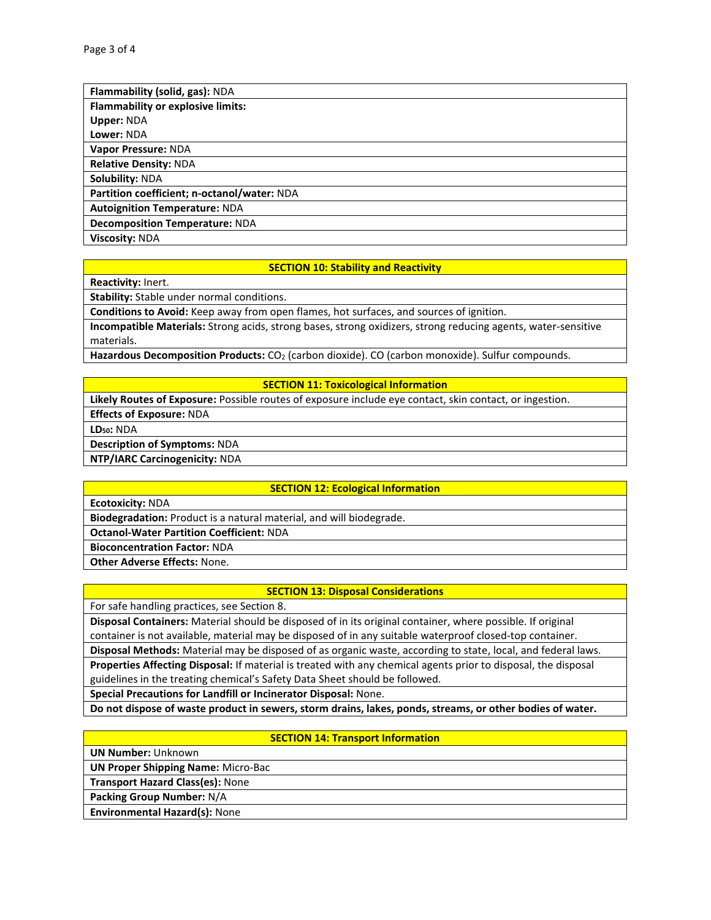**Flammability (solid, gas):** NDA

**Flammability or explosive limits:**
**Upper:** NDA
**Lower:** NDA

**Vapor Pressure:** NDA

**Relative Density:** NDA

**Solubility:** NDA

**Partition coefficient; n-octanol/water:** NDA

**Autoignition Temperature:** NDA

**Decomposition Temperature:** NDA

**Viscosity:** NDA

## SECTION 10: Stability and Reactivity

**Reactivity:** Inert.

**Stability:** Stable under normal conditions.

**Conditions to Avoid:** Keep away from open flames, hot surfaces, and sources of ignition.

**Incompatible Materials:** Strong acids, strong bases, strong oxidizers, strong reducing agents, water-sensitive materials.

**Hazardous Decomposition Products:** $CO_2$ (carbon dioxide). CO (carbon monoxide). Sulfur compounds.

## SECTION 11: Toxicological Information

**Likely Routes of Exposure:** Possible routes of exposure include eye contact, skin contact, or ingestion.

**Effects of Exposure:** NDA

**$LD_{50}$:** NDA

**Description of Symptoms:** NDA

**NTP/IARC Carcinogenicity:** NDA

## SECTION 12: Ecological Information

**Ecotoxicity:** NDA

**Biodegradation:** Product is a natural material, and will biodegrade.

**Octanol-Water Partition Coefficient:** NDA

**Bioconcentration Factor:** NDA

**Other Adverse Effects:** None.

## SECTION 13: Disposal Considerations

For safe handling practices, see Section 8.

**Disposal Containers:** Material should be disposed of in its original container, where possible. If original container is not available, material may be disposed of in any suitable waterproof closed-top container.

**Disposal Methods:** Material may be disposed of as organic waste, according to state, local, and federal laws.

**Properties Affecting Disposal:** If material is treated with any chemical agents prior to disposal, the disposal guidelines in the treating chemical's Safety Data Sheet should be followed.

**Special Precautions for Landfill or Incinerator Disposal:** None.

**Do not dispose of waste product in sewers, storm drains, lakes, ponds, streams, or other bodies of water.**

## SECTION 14: Transport Information

**UN Number:** Unknown

**UN Proper Shipping Name:** Micro-Bac

**Transport Hazard Class(es):** None

**Packing Group Number:** N/A

**Environmental Hazard(s):** None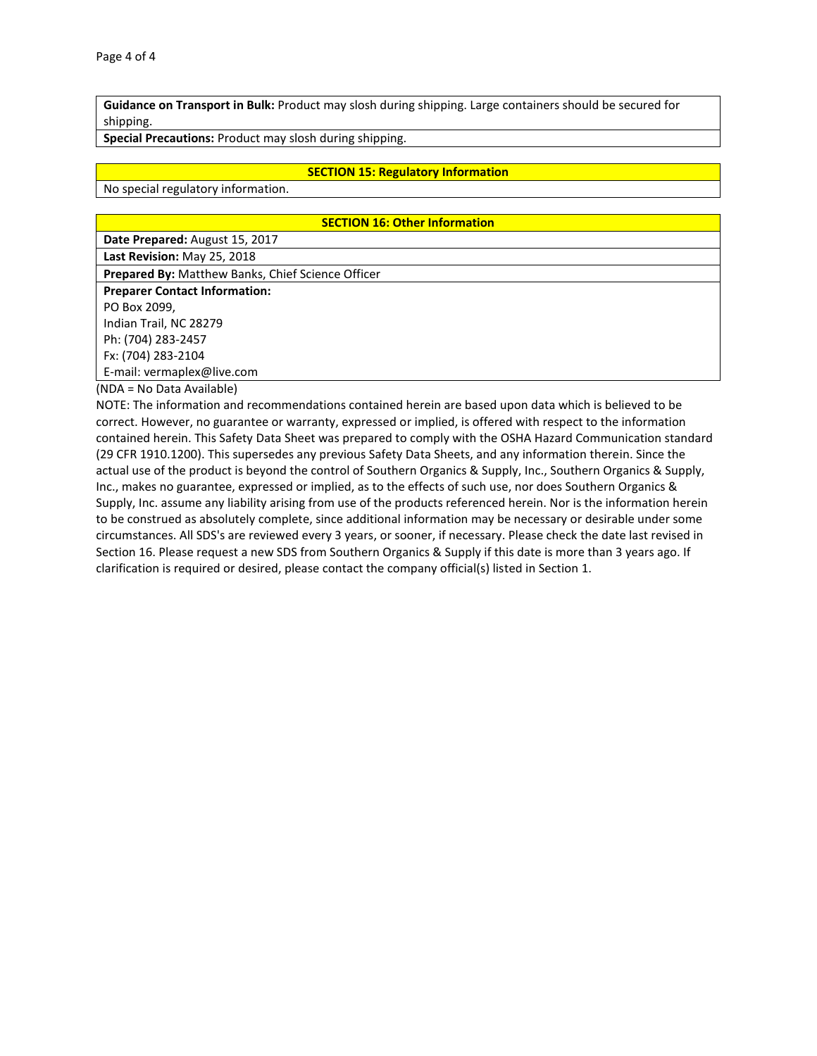**Guidance on Transport in Bulk:** Product may slosh during shipping. Large containers should be secured for shipping.

**Special Precautions:** Product may slosh during shipping.

## SECTION 15: Regulatory Information

No special regulatory information.

## SECTION 16: Other Information

**Date Prepared:** August 15, 2017

**Last Revision:** May 25, 2018

**Prepared By:** Matthew Banks, Chief Science Officer

**Preparer Contact Information:**
PO Box 2099,
Indian Trail, NC 28279
Ph: (704) 283-2457
Fx: (704) 283-2104
E-mail: vermaplex@live.com

(NDA = No Data Available)

NOTE: The information and recommendations contained herein are based upon data which is believed to be correct. However, no guarantee or warranty, expressed or implied, is offered with respect to the information contained herein. This Safety Data Sheet was prepared to comply with the OSHA Hazard Communication standard (29 CFR 1910.1200). This supersedes any previous Safety Data Sheets, and any information therein. Since the actual use of the product is beyond the control of Southern Organics & Supply, Inc., Southern Organics & Supply, Inc., makes no guarantee, expressed or implied, as to the effects of such use, nor does Southern Organics & Supply, Inc. assume any liability arising from use of the products referenced herein. Nor is the information herein to be construed as absolutely complete, since additional information may be necessary or desirable under some circumstances. All SDS's are reviewed every 3 years, or sooner, if necessary. Please check the date last revised in Section 16. Please request a new SDS from Southern Organics & Supply if this date is more than 3 years ago. If clarification is required or desired, please contact the company official(s) listed in Section 1.